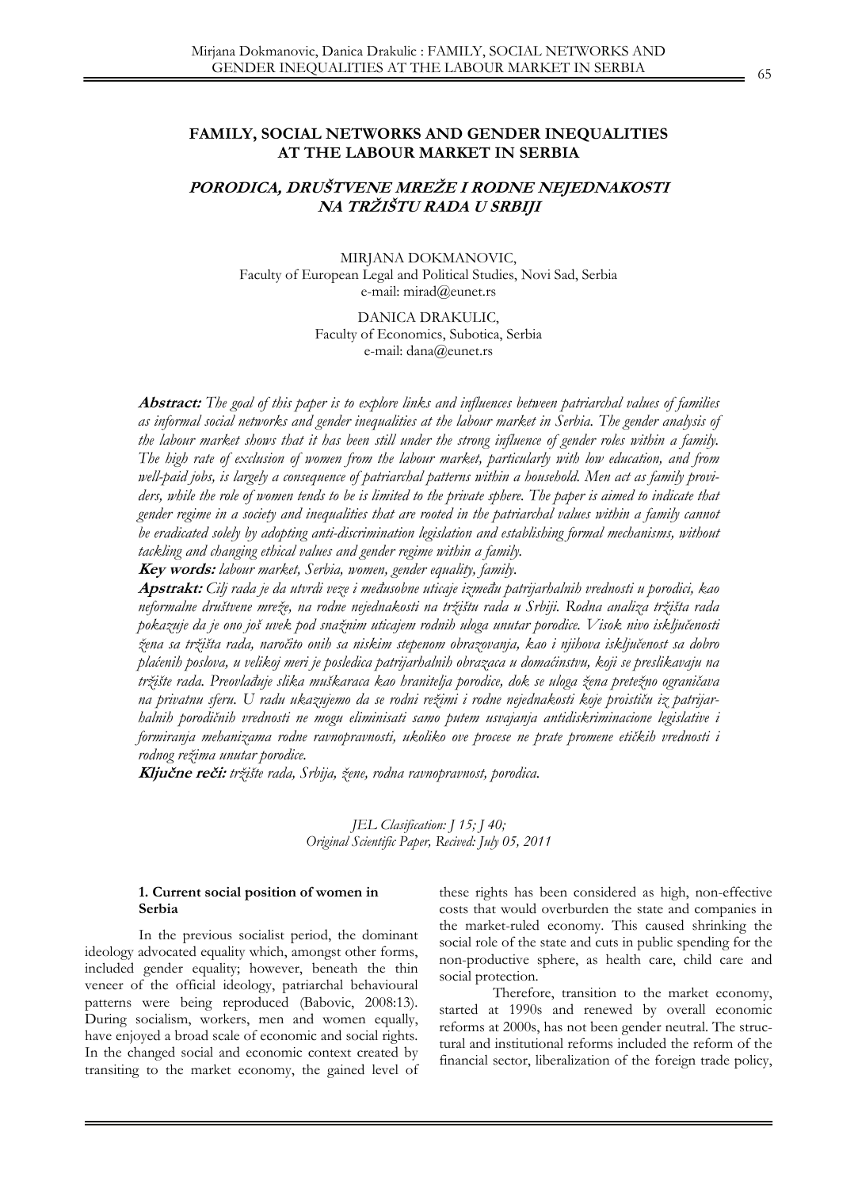# FAMILY, SOCIAL NETWORKS AND GENDER INEQUALITIES AT THE LABOUR MARKET IN SERBIA

## *PORODICA, DRUŠTVENE MREŽE I RODNE NEJEDNAKOSTI NA TRŽIŠTU RADA U SRBIJI*

MIRJANA DOKMANOVIC,
Faculty of European Legal and Political Studies, Novi Sad, Serbia
e-mail: mirad@eunet.rs

DANICA DRAKULIC,
Faculty of Economics, Subotica, Serbia
e-mail: dana@eunet.rs

***Abstract:*** *The goal of this paper is to explore links and influences between patriarchal values of families as informal social networks and gender inequalities at the labour market in Serbia. The gender analysis of the labour market shows that it has been still under the strong influence of gender roles within a family. The high rate of exclusion of women from the labour market, particularly with low education, and from well-paid jobs, is largely a consequence of patriarchal patterns within a household. Men act as family providers, while the role of women tends to be is limited to the private sphere. The paper is aimed to indicate that gender regime in a society and inequalities that are rooted in the patriarchal values within a family cannot be eradicated solely by adopting anti-discrimination legislation and establishing formal mechanisms, without tackling and changing ethical values and gender regime within a family.*

***Key words:*** *labour market, Serbia, women, gender equality, family.*

***Apstrakt:*** *Cilj rada je da utvrdi veze i međusobne uticaje između patrijarhalnih vrednosti u porodici, kao neformalne društvene mreže, na rodne nejednakosti na tržištu rada u Srbiji. Rodna analiza tržišta rada pokazuje da je ono još uvek pod snažnim uticajem rodnih uloga unutar porodice. Visok nivo isključenosti žena sa tržišta rada, naročito onih sa niskim stepenom obrazovanja, kao i njihova isključenost sa dobro plaćenih poslova, u velikoj meri je posledica patrijarhalnih obrazaca u domaćinstvu, koji se preslikavaju na tržište rada. Preovlađuje slika muškaraca kao hranitelja porodice, dok se uloga žena pretežno ograničava na privatnu sferu. U radu ukazujemo da se rodni režimi i rodne nejednakosti koje proističu iz patrijarhalnih porodičnih vrednosti ne mogu eliminisati samo putem usvajanja antidiskriminacione legislative i formiranja mehanizama rodne ravnopravnosti, ukoliko ove procese ne prate promene etičkih vrednosti i rodnog režima unutar porodice.*

***Ključne reči:*** *tržište rada, Srbija, žene, rodna ravnopravnost, porodica.*

*JEL Clasification: J 15; J 40;*
*Original Scientific Paper, Recived: July 05, 2011*

### 1. Current social position of women in Serbia

In the previous socialist period, the dominant ideology advocated equality which, amongst other forms, included gender equality; however, beneath the thin veneer of the official ideology, patriarchal behavioural patterns were being reproduced (Babovic, 2008:13). During socialism, workers, men and women equally, have enjoyed a broad scale of economic and social rights. In the changed social and economic context created by transiting to the market economy, the gained level of these rights has been considered as high, non-effective costs that would overburden the state and companies in the market-ruled economy. This caused shrinking the social role of the state and cuts in public spending for the non-productive sphere, as health care, child care and social protection.

Therefore, transition to the market economy, started at 1990s and renewed by overall economic reforms at 2000s, has not been gender neutral. The structural and institutional reforms included the reform of the financial sector, liberalization of the foreign trade policy,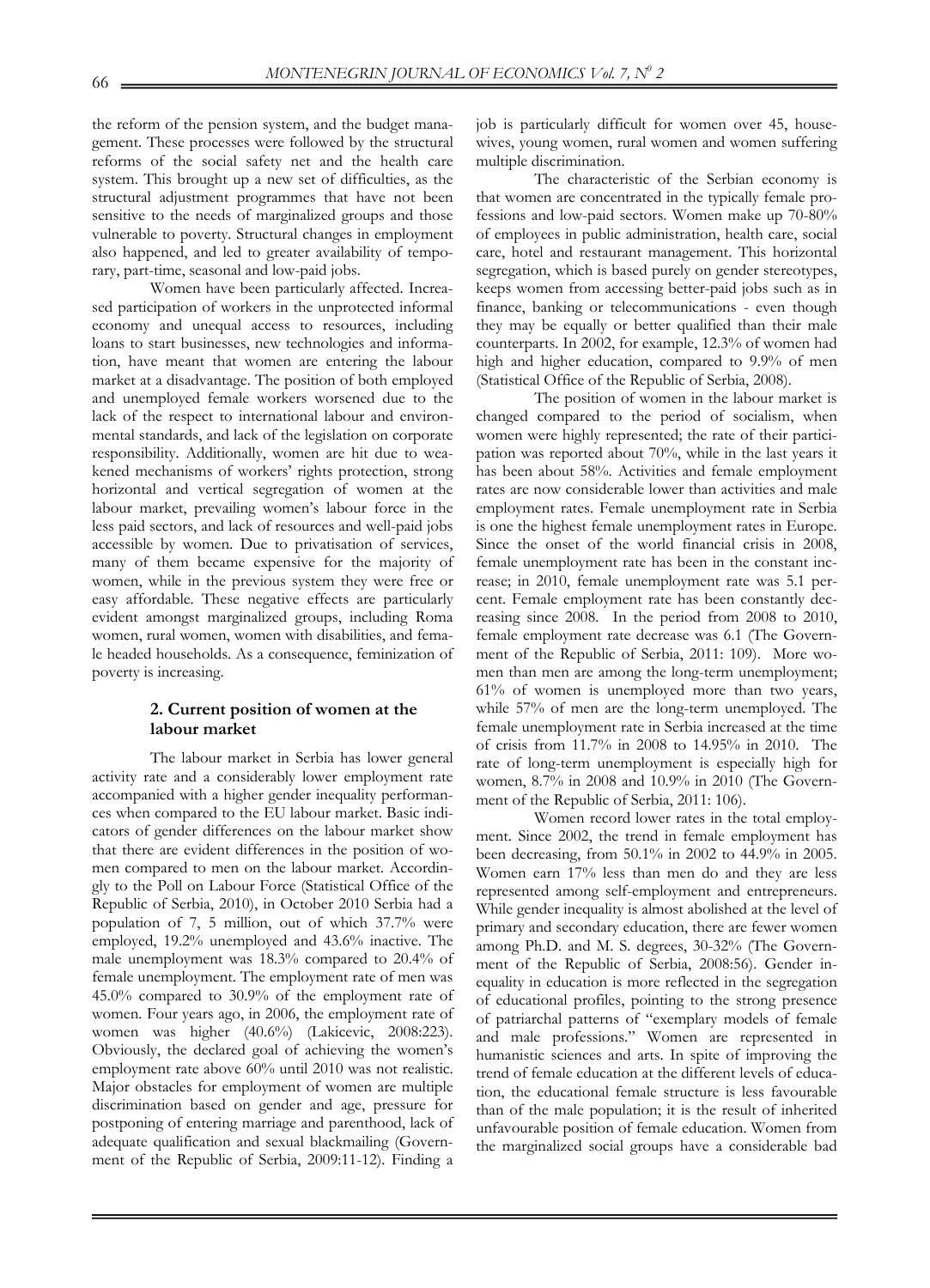the reform of the pension system, and the budget management. These processes were followed by the structural reforms of the social safety net and the health care system. This brought up a new set of difficulties, as the structural adjustment programmes that have not been sensitive to the needs of marginalized groups and those vulnerable to poverty. Structural changes in employment also happened, and led to greater availability of temporary, part-time, seasonal and low-paid jobs.

Women have been particularly affected. Increased participation of workers in the unprotected informal economy and unequal access to resources, including loans to start businesses, new technologies and information, have meant that women are entering the labour market at a disadvantage. The position of both employed and unemployed female workers worsened due to the lack of the respect to international labour and environmental standards, and lack of the legislation on corporate responsibility. Additionally, women are hit due to weakened mechanisms of workers' rights protection, strong horizontal and vertical segregation of women at the labour market, prevailing women's labour force in the less paid sectors, and lack of resources and well-paid jobs accessible by women. Due to privatisation of services, many of them became expensive for the majority of women, while in the previous system they were free or easy affordable. These negative effects are particularly evident amongst marginalized groups, including Roma women, rural women, women with disabilities, and female headed households. As a consequence, feminization of poverty is increasing.

## 2. Current position of women at the labour market

The labour market in Serbia has lower general activity rate and a considerably lower employment rate accompanied with a higher gender inequality performances when compared to the EU labour market. Basic indicators of gender differences on the labour market show that there are evident differences in the position of women compared to men on the labour market. Accordingly to the Poll on Labour Force (Statistical Office of the Republic of Serbia, 2010), in October 2010 Serbia had a population of 7, 5 million, out of which 37.7% were employed, 19.2% unemployed and 43.6% inactive. The male unemployment was 18.3% compared to 20.4% of female unemployment. The employment rate of men was 45.0% compared to 30.9% of the employment rate of women. Four years ago, in 2006, the employment rate of women was higher (40.6%) (Lakicevic, 2008:223). Obviously, the declared goal of achieving the women's employment rate above 60% until 2010 was not realistic. Major obstacles for employment of women are multiple discrimination based on gender and age, pressure for postponing of entering marriage and parenthood, lack of adequate qualification and sexual blackmailing (Government of the Republic of Serbia, 2009:11-12). Finding a job is particularly difficult for women over 45, housewives, young women, rural women and women suffering multiple discrimination.

The characteristic of the Serbian economy is that women are concentrated in the typically female professions and low-paid sectors. Women make up 70-80% of employees in public administration, health care, social care, hotel and restaurant management. This horizontal segregation, which is based purely on gender stereotypes, keeps women from accessing better-paid jobs such as in finance, banking or telecommunications - even though they may be equally or better qualified than their male counterparts. In 2002, for example, 12.3% of women had high and higher education, compared to 9.9% of men (Statistical Office of the Republic of Serbia, 2008).

The position of women in the labour market is changed compared to the period of socialism, when women were highly represented; the rate of their participation was reported about 70%, while in the last years it has been about 58%. Activities and female employment rates are now considerable lower than activities and male employment rates. Female unemployment rate in Serbia is one the highest female unemployment rates in Europe. Since the onset of the world financial crisis in 2008, female unemployment rate has been in the constant increase; in 2010, female unemployment rate was 5.1 percent. Female employment rate has been constantly decreasing since 2008. In the period from 2008 to 2010, female employment rate decrease was 6.1 (The Government of the Republic of Serbia, 2011: 109). More women than men are among the long-term unemployment; 61% of women is unemployed more than two years, while 57% of men are the long-term unemployed. The female unemployment rate in Serbia increased at the time of crisis from 11.7% in 2008 to 14.95% in 2010. The rate of long-term unemployment is especially high for women, 8.7% in 2008 and 10.9% in 2010 (The Government of the Republic of Serbia, 2011: 106).

Women record lower rates in the total employment. Since 2002, the trend in female employment has been decreasing, from 50.1% in 2002 to 44.9% in 2005. Women earn 17% less than men do and they are less represented among self-employment and entrepreneurs. While gender inequality is almost abolished at the level of primary and secondary education, there are fewer women among Ph.D. and M. S. degrees, 30-32% (The Government of the Republic of Serbia, 2008:56). Gender inequality in education is more reflected in the segregation of educational profiles, pointing to the strong presence of patriarchal patterns of "exemplary models of female and male professions." Women are represented in humanistic sciences and arts. In spite of improving the trend of female education at the different levels of education, the educational female structure is less favourable than of the male population; it is the result of inherited unfavourable position of female education. Women from the marginalized social groups have a considerable bad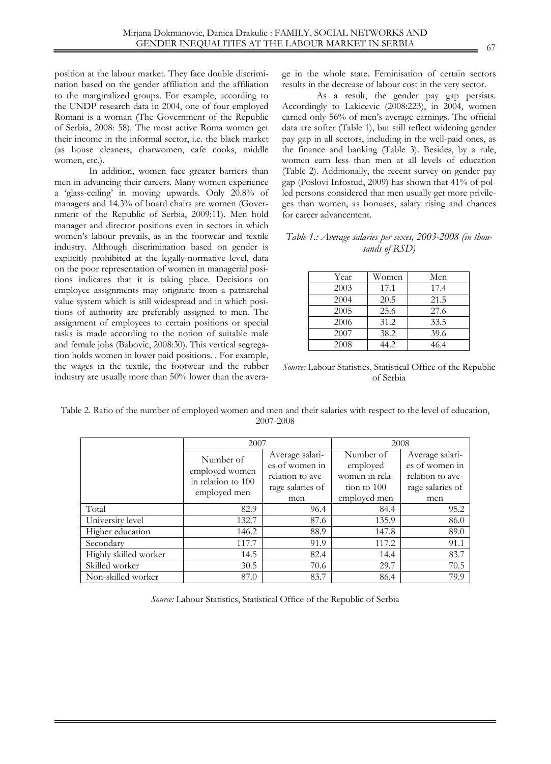position at the labour market. They face double discrimination based on the gender affiliation and the affiliation to the marginalized groups. For example, according to the UNDP research data in 2004, one of four employed Romani is a woman (The Government of the Republic of Serbia, 2008: 58). The most active Roma women get their income in the informal sector, i.e. the black market (as house cleaners, charwomen, cafe cooks, middle women, etc.).

In addition, women face greater barriers than men in advancing their careers. Many women experience a 'glass-ceiling' in moving upwards. Only 20.8% of managers and 14.3% of board chairs are women (Government of the Republic of Serbia, 2009:11). Men hold manager and director positions even in sectors in which women's labour prevails, as in the footwear and textile industry. Although discrimination based on gender is explicitly prohibited at the legally-normative level, data on the poor representation of women in managerial positions indicates that it is taking place. Decisions on employee assignments may originate from a patriarchal value system which is still widespread and in which positions of authority are preferably assigned to men. The assignment of employees to certain positions or special tasks is made according to the notion of suitable male and female jobs (Babovic, 2008:30). This vertical segregation holds women in lower paid positions. . For example, the wages in the textile, the footwear and the rubber industry are usually more than 50% lower than the average in the whole state. Feminisation of certain sectors results in the decrease of labour cost in the very sector.

As a result, the gender pay gap persists. Accordingly to Lakicevic (2008:223), in 2004, women earned only 56% of men's average earnings. The official data are softer (Table 1), but still reflect widening gender pay gap in all sectors, including in the well-paid ones, as the finance and banking (Table 3). Besides, by a rule, women earn less than men at all levels of education (Table 2). Additionally, the recent survey on gender pay gap (Poslovi Infostud, 2009) has shown that 41% of polled persons considered that men usually get more privileges than women, as bonuses, salary rising and chances for career advancement.

*Table 1.: Average salaries per sexes, 2003-2008 (in thousands of RSD)*

| Year | Women | Men |
|---|---|---|
| 2003 | 17.1 | 17.4 |
| 2004 | 20.5 | 21.5 |
| 2005 | 25.6 | 27.6 |
| 2006 | 31.2 | 33.5 |
| 2007 | 38.2 | 39.6 |
| 2008 | 44.2 | 46.4 |

*Source:* Labour Statistics, Statistical Office of the Republic of Serbia

Table 2. Ratio of the number of employed women and men and their salaries with respect to the level of education, 2007-2008

| | 2007 | | 2008 | |
|---|---|---|---|---|
| | Number of employed women in relation to 100 employed men | Average salaries of women in relation to average salaries of men | Number of employed women in relation to 100 employed men | Average salaries of women in relation to average salaries of men |
| Total | 82.9 | 96.4 | 84.4 | 95.2 |
| University level | 132.7 | 87.6 | 135.9 | 86.0 |
| Higher education | 146.2 | 88.9 | 147.8 | 89.0 |
| Secondary | 117.7 | 91.9 | 117.2 | 91.1 |
| Highly skilled worker | 14.5 | 82.4 | 14.4 | 83.7 |
| Skilled worker | 30.5 | 70.6 | 29.7 | 70.5 |
| Non-skilled worker | 87.0 | 83.7 | 86.4 | 79.9 |

*Source:* Labour Statistics, Statistical Office of the Republic of Serbia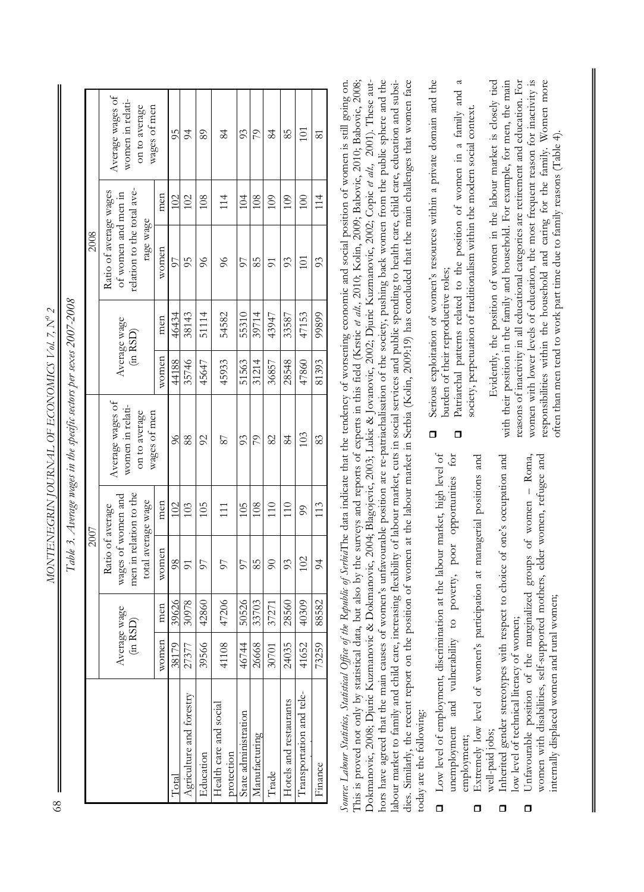*Table 3. Average wages in the specific sectors per sexes 2007-2008*

| | 2007 | | | | | 2008 | | | | |
|---|---|---|---|---|---|---|---|---|---|---|
| | Average wage (in RSD) | | Ratio of average wages of women and men in relation to the total average wage | | Average wages of women in relation to average wages of men | Average wage (in RSD) | | Ratio of average wages of women and men in relation to the total average wage | | Average wages of women in relation to average wages of men |
| | women | men | women | men | | women | men | women | men | |
| Total | 38179 | 39626 | 98 | 102 | 96 | 44188 | 46434 | 97 | 102 | 95 |
| Agriculture and forestry | 27377 | 30978 | 91 | 103 | 88 | 35746 | 38143 | 95 | 102 | 94 |
| Education | 39566 | 42860 | 97 | 105 | 92 | 45647 | 51114 | 96 | 108 | 89 |
| Health care and social protection | 41108 | 47206 | 97 | 111 | 87 | 45933 | 54582 | 96 | 114 | 84 |
| State administration | 46744 | 50526 | 97 | 105 | 93 | 51563 | 55310 | 97 | 104 | 93 |
| Manufacturing | 26668 | 33703 | 85 | 108 | 79 | 31214 | 39714 | 85 | 108 | 79 |
| Trade | 30701 | 37271 | 90 | 110 | 82 | 36857 | 43947 | 91 | 109 | 84 |
| Hotels and restaurants | 24035 | 28560 | 93 | 110 | 84 | 28548 | 33587 | 93 | 109 | 85 |
| Transportation and tele-... | 41652 | 40309 | 102 | 99 | 103 | 47860 | 47153 | 101 | 100 | 101 |
| Finance | 73259 | 88582 | 94 | 113 | 83 | 81393 | 99899 | 93 | 114 | 81 |

*Source: Labour Statistics, Statistical Office of the Republic of Serbia*The data indicate that the tendency of worsening economic and social position of women is still going on. This is proved not only by statistical data, but also by the surveys and reports of experts in this field (Krstic *et alt*, 2010; Kolin, 2009; Babovic, 2010; Babovic, 2008; Dokmanovic, 2008; Djuric Kuzmanovic & Dokmanovic, 2004; Blagojevic, 2003; Lukic & Jovanovic, 2002; Djuric Kuzmanovic, 2002; Copic *et alt*, 2001). These authors have agreed that the main causes of women's unfavourable position are re-patriachalisation of the society, pushing back women from the public sphere and the labour market to family and child care, increasing flexibility of labour market, cuts in social services and public spending to health care, child care, education and subsidies. Similarly, the recent report on the position of women at the labour market in Serbia (Kolin, 2009:19) has concluded that the main challenges that women face today are the following:

- Low level of employment, discrimination at the labour market, high level of unemployment and vulnerability to poverty, poor opportunities for employment;
- Extremely low level of women's participation at managerial positions and well-paid jobs;
- Inherited gender stereotypes with respect to choice of one's occupation and low level of technical literacy of women;
- Unfavourable position of the marginalized groups of women – Roma, women with disabilities, self-supported mothers, elder women, refugee and internally displaced women and rural women;
- Serious exploitation of women's resources within a private domain and the burden of their reproductive roles;
- Patriarchal patterns related to the position of women in a family and a society, perpetuation of traditionalism within the modern social context.

Evidently, the position of women in the labour market is closely tied with their position in the family and household. For example, for men, the main reasons of inactivity in all educational categories are retirement and education. For women with lower levels of education, the most frequent reason for inactivity is responsibilities within the household and caring for the family. Women more often than men tend to work part time due to family reasons (Table 4).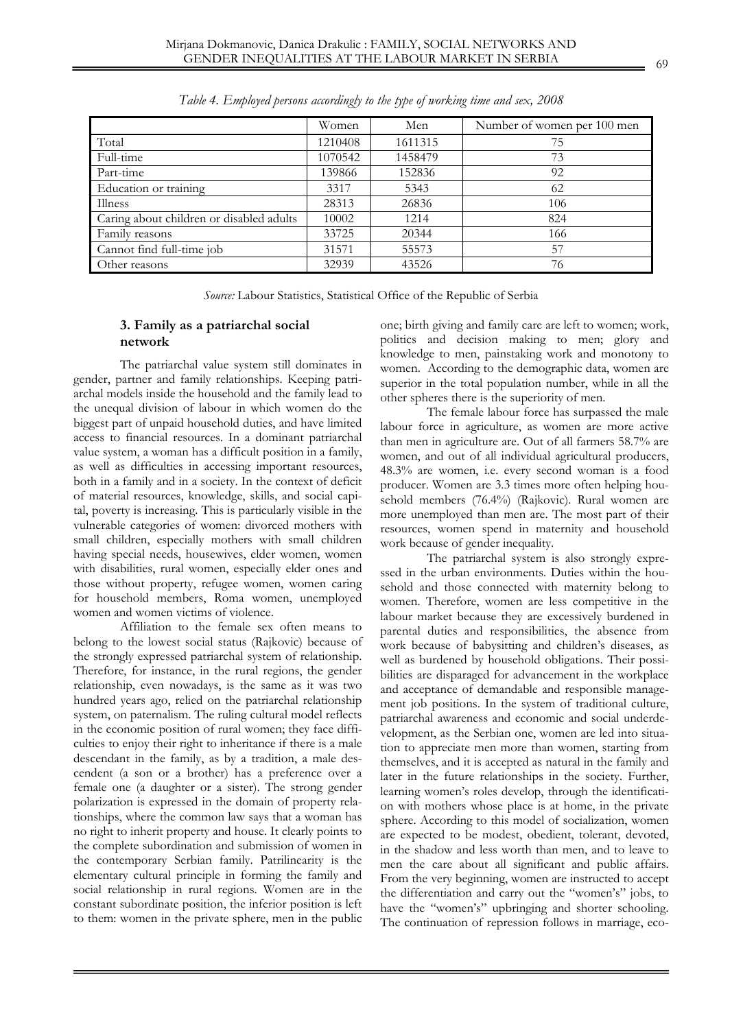*Table 4. Employed persons accordingly to the type of working time and sex, 2008*

| | Women | Men | Number of women per 100 men |
|---|---|---|---|
| Total | 1210408 | 1611315 | 75 |
| Full-time | 1070542 | 1458479 | 73 |
| Part-time | 139866 | 152836 | 92 |
| Education or training | 3317 | 5343 | 62 |
| Illness | 28313 | 26836 | 106 |
| Caring about children or disabled adults | 10002 | 1214 | 824 |
| Family reasons | 33725 | 20344 | 166 |
| Cannot find full-time job | 31571 | 55573 | 57 |
| Other reasons | 32939 | 43526 | 76 |

*Source:* Labour Statistics, Statistical Office of the Republic of Serbia

### 3. Family as a patriarchal social network

The patriarchal value system still dominates in gender, partner and family relationships. Keeping patriarchal models inside the household and the family lead to the unequal division of labour in which women do the biggest part of unpaid household duties, and have limited access to financial resources. In a dominant patriarchal value system, a woman has a difficult position in a family, as well as difficulties in accessing important resources, both in a family and in a society. In the context of deficit of material resources, knowledge, skills, and social capital, poverty is increasing. This is particularly visible in the vulnerable categories of women: divorced mothers with small children, especially mothers with small children having special needs, housewives, elder women, women with disabilities, rural women, especially elder ones and those without property, refugee women, women caring for household members, Roma women, unemployed women and women victims of violence.

Affiliation to the female sex often means to belong to the lowest social status (Rajkovic) because of the strongly expressed patriarchal system of relationship. Therefore, for instance, in the rural regions, the gender relationship, even nowadays, is the same as it was two hundred years ago, relied on the patriarchal relationship system, on paternalism. The ruling cultural model reflects in the economic position of rural women; they face difficulties to enjoy their right to inheritance if there is a male descendant in the family, as by a tradition, a male descendent (a son or a brother) has a preference over a female one (a daughter or a sister). The strong gender polarization is expressed in the domain of property relationships, where the common law says that a woman has no right to inherit property and house. It clearly points to the complete subordination and submission of women in the contemporary Serbian family. Patrilinearity is the elementary cultural principle in forming the family and social relationship in rural regions. Women are in the constant subordinate position, the inferior position is left to them: women in the private sphere, men in the public one; birth giving and family care are left to women; work, politics and decision making to men; glory and knowledge to men, painstaking work and monotony to women. According to the demographic data, women are superior in the total population number, while in all the other spheres there is the superiority of men.

The female labour force has surpassed the male labour force in agriculture, as women are more active than men in agriculture are. Out of all farmers 58.7% are women, and out of all individual agricultural producers, 48.3% are women, i.e. every second woman is a food producer. Women are 3.3 times more often helping household members (76.4%) (Rajkovic). Rural women are more unemployed than men are. The most part of their resources, women spend in maternity and household work because of gender inequality.

The patriarchal system is also strongly expressed in the urban environments. Duties within the household and those connected with maternity belong to women. Therefore, women are less competitive in the labour market because they are excessively burdened in parental duties and responsibilities, the absence from work because of babysitting and children's diseases, as well as burdened by household obligations. Their possibilities are disparaged for advancement in the workplace and acceptance of demandable and responsible management job positions. In the system of traditional culture, patriarchal awareness and economic and social underdevelopment, as the Serbian one, women are led into situation to appreciate men more than women, starting from themselves, and it is accepted as natural in the family and later in the future relationships in the society. Further, learning women's roles develop, through the identification with mothers whose place is at home, in the private sphere. According to this model of socialization, women are expected to be modest, obedient, tolerant, devoted, in the shadow and less worth than men, and to leave to men the care about all significant and public affairs. From the very beginning, women are instructed to accept the differentiation and carry out the "women's" jobs, to have the "women's" upbringing and shorter schooling. The continuation of repression follows in marriage, eco-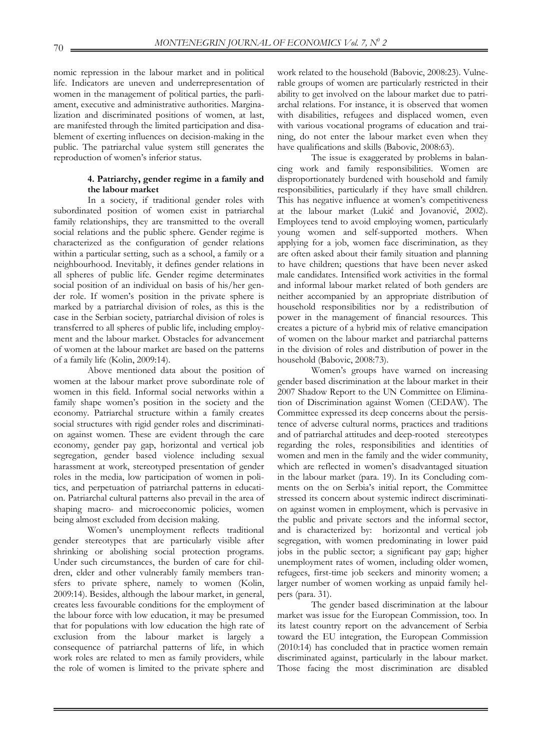nomic repression in the labour market and in political life. Indicators are uneven and underrepresentation of women in the management of political parties, the parliament, executive and administrative authorities. Marginalization and discriminated positions of women, at last, are manifested through the limited participation and disablement of exerting influences on decision-making in the public. The patriarchal value system still generates the reproduction of women's inferior status.

### 4. Patriarchy, gender regime in a family and the labour market

In a society, if traditional gender roles with subordinated position of women exist in patriarchal family relationships, they are transmitted to the overall social relations and the public sphere. Gender regime is characterized as the configuration of gender relations within a particular setting, such as a school, a family or a neighbourhood. Inevitably, it defines gender relations in all spheres of public life. Gender regime determinates social position of an individual on basis of his/her gender role. If women's position in the private sphere is marked by a patriarchal division of roles, as this is the case in the Serbian society, patriarchal division of roles is transferred to all spheres of public life, including employment and the labour market. Obstacles for advancement of women at the labour market are based on the patterns of a family life (Kolin, 2009:14).

Above mentioned data about the position of women at the labour market prove subordinate role of women in this field. Informal social networks within a family shape women's position in the society and the economy. Patriarchal structure within a family creates social structures with rigid gender roles and discrimination against women. These are evident through the care economy, gender pay gap, horizontal and vertical job segregation, gender based violence including sexual harassment at work, stereotyped presentation of gender roles in the media, low participation of women in politics, and perpetuation of patriarchal patterns in education. Patriarchal cultural patterns also prevail in the area of shaping macro- and microeconomic policies, women being almost excluded from decision making.

Women's unemployment reflects traditional gender stereotypes that are particularly visible after shrinking or abolishing social protection programs. Under such circumstances, the burden of care for children, elder and other vulnerably family members transfers to private sphere, namely to women (Kolin, 2009:14). Besides, although the labour market, in general, creates less favourable conditions for the employment of the labour force with low education, it may be presumed that for populations with low education the high rate of exclusion from the labour market is largely a consequence of patriarchal patterns of life, in which work roles are related to men as family providers, while the role of women is limited to the private sphere and work related to the household (Babovic, 2008:23). Vulnerable groups of women are particularly restricted in their ability to get involved on the labour market due to patriarchal relations. For instance, it is observed that women with disabilities, refugees and displaced women, even with various vocational programs of education and training, do not enter the labour market even when they have qualifications and skills (Babovic, 2008:63).

The issue is exaggerated by problems in balancing work and family responsibilities. Women are disproportionately burdened with household and family responsibilities, particularly if they have small children. This has negative influence at women's competitiveness at the labour market (Lukić and Jovanović, 2002). Employees tend to avoid employing women, particularly young women and self-supported mothers. When applying for a job, women face discrimination, as they are often asked about their family situation and planning to have children; questions that have been never asked male candidates. Intensified work activities in the formal and informal labour market related of both genders are neither accompanied by an appropriate distribution of household responsibilities nor by a redistribution of power in the management of financial resources. This creates a picture of a hybrid mix of relative emancipation of women on the labour market and patriarchal patterns in the division of roles and distribution of power in the household (Babovic, 2008:73).

Women's groups have warned on increasing gender based discrimination at the labour market in their 2007 Shadow Report to the UN Committee on Elimination of Discrimination against Women (CEDAW). The Committee expressed its deep concerns about the persistence of adverse cultural norms, practices and traditions and of patriarchal attitudes and deep-rooted stereotypes regarding the roles, responsibilities and identities of women and men in the family and the wider community, which are reflected in women's disadvantaged situation in the labour market (para. 19). In its Concluding comments on the on Serbia's initial report, the Committee stressed its concern about systemic indirect discrimination against women in employment, which is pervasive in the public and private sectors and the informal sector, and is characterized by: horizontal and vertical job segregation, with women predominating in lower paid jobs in the public sector; a significant pay gap; higher unemployment rates of women, including older women, refugees, first-time job seekers and minority women; a larger number of women working as unpaid family helpers (para. 31).

The gender based discrimination at the labour market was issue for the European Commission, too. In its latest country report on the advancement of Serbia toward the EU integration, the European Commission (2010:14) has concluded that in practice women remain discriminated against, particularly in the labour market. Those facing the most discrimination are disabled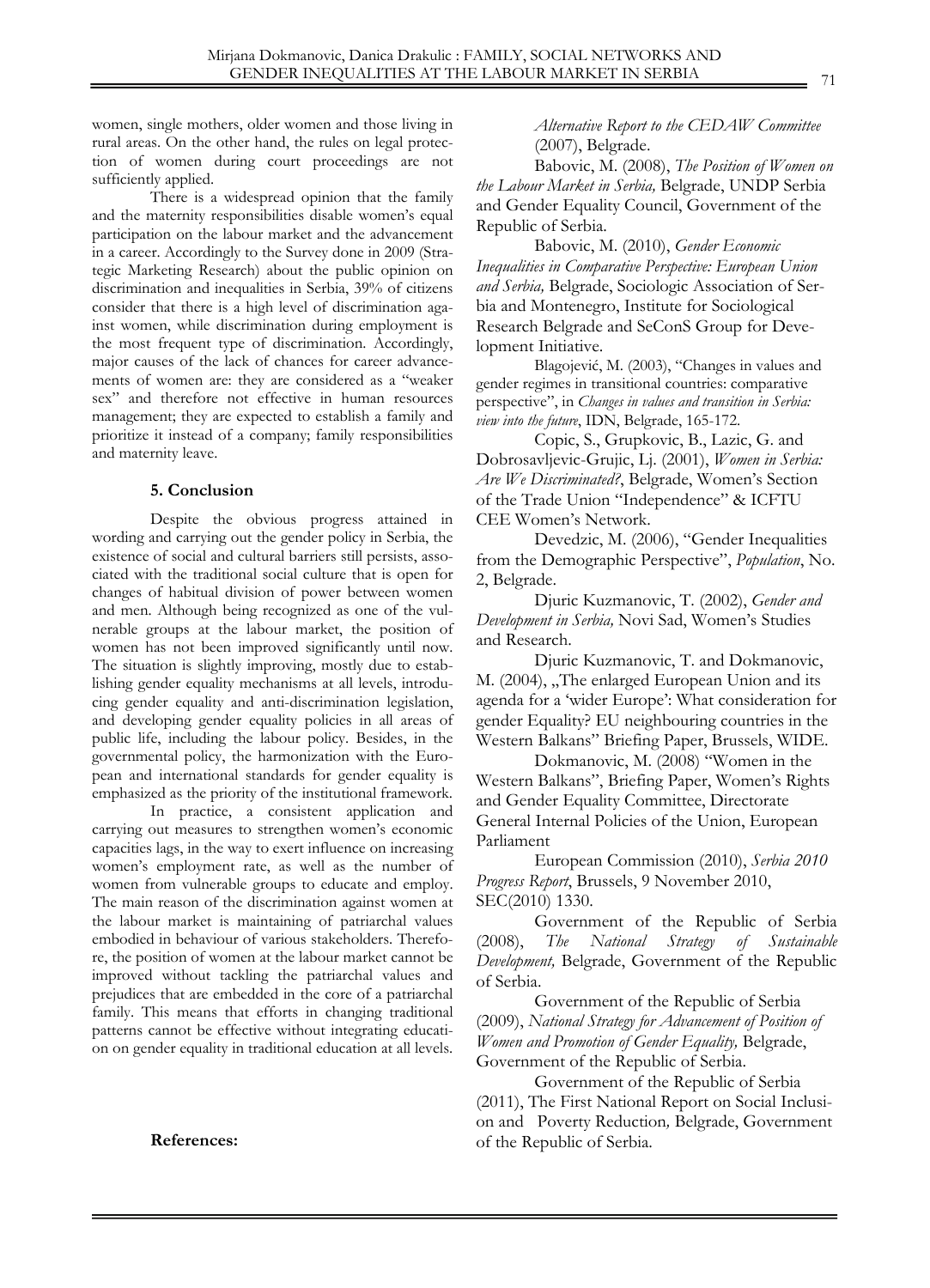women, single mothers, older women and those living in rural areas. On the other hand, the rules on legal protection of women during court proceedings are not sufficiently applied.

There is a widespread opinion that the family and the maternity responsibilities disable women's equal participation on the labour market and the advancement in a career. Accordingly to the Survey done in 2009 (Strategic Marketing Research) about the public opinion on discrimination and inequalities in Serbia, 39% of citizens consider that there is a high level of discrimination against women, while discrimination during employment is the most frequent type of discrimination. Accordingly, major causes of the lack of chances for career advancements of women are: they are considered as a "weaker sex" and therefore not effective in human resources management; they are expected to establish a family and prioritize it instead of a company; family responsibilities and maternity leave.

## 5. Conclusion

Despite the obvious progress attained in wording and carrying out the gender policy in Serbia, the existence of social and cultural barriers still persists, associated with the traditional social culture that is open for changes of habitual division of power between women and men. Although being recognized as one of the vulnerable groups at the labour market, the position of women has not been improved significantly until now. The situation is slightly improving, mostly due to establishing gender equality mechanisms at all levels, introducing gender equality and anti-discrimination legislation, and developing gender equality policies in all areas of public life, including the labour policy. Besides, in the governmental policy, the harmonization with the European and international standards for gender equality is emphasized as the priority of the institutional framework.

In practice, a consistent application and carrying out measures to strengthen women's economic capacities lags, in the way to exert influence on increasing women's employment rate, as well as the number of women from vulnerable groups to educate and employ. The main reason of the discrimination against women at the labour market is maintaining of patriarchal values embodied in behaviour of various stakeholders. Therefore, the position of women at the labour market cannot be improved without tackling the patriarchal values and prejudices that are embedded in the core of a patriarchal family. This means that efforts in changing traditional patterns cannot be effective without integrating education on gender equality in traditional education at all levels.

## References:

*Alternative Report to the CEDAW Committee* (2007), Belgrade.

Babovic, M. (2008), *The Position of Women on the Labour Market in Serbia,* Belgrade, UNDP Serbia and Gender Equality Council, Government of the Republic of Serbia.

Babovic, M. (2010), *Gender Economic Inequalities in Comparative Perspective: European Union and Serbia,* Belgrade, Sociologic Association of Serbia and Montenegro, Institute for Sociological Research Belgrade and SeConS Group for Development Initiative.

Blagojević, M. (2003), "Changes in values and gender regimes in transitional countries: comparative perspective", in *Changes in values and transition in Serbia: view into the future*, IDN, Belgrade, 165-172.

Copic, S., Grupkovic, B., Lazic, G. and Dobrosavljevic-Grujic, Lj. (2001), *Women in Serbia: Are We Discriminated?*, Belgrade, Women's Section of the Trade Union "Independence" & ICFTU CEE Women's Network.

Devedzic, M. (2006), "Gender Inequalities from the Demographic Perspective", *Population*, No. 2, Belgrade.

Djuric Kuzmanovic, T. (2002), *Gender and Development in Serbia,* Novi Sad, Women's Studies and Research.

Djuric Kuzmanovic, T. and Dokmanovic, M. (2004), „The enlarged European Union and its agenda for a 'wider Europe': What consideration for gender Equality? EU neighbouring countries in the Western Balkans" Briefing Paper, Brussels, WIDE.

Dokmanovic, M. (2008) "Women in the Western Balkans", Briefing Paper, Women's Rights and Gender Equality Committee, Directorate General Internal Policies of the Union, European Parliament

European Commission (2010), *Serbia 2010 Progress Report*, Brussels, 9 November 2010, SEC(2010) 1330.

Government of the Republic of Serbia (2008), *The National Strategy of Sustainable Development,* Belgrade, Government of the Republic of Serbia.

Government of the Republic of Serbia (2009), *National Strategy for Advancement of Position of Women and Promotion of Gender Equality,* Belgrade, Government of the Republic of Serbia.

Government of the Republic of Serbia (2011), The First National Report on Social Inclusion and Poverty Reduction*,* Belgrade, Government of the Republic of Serbia.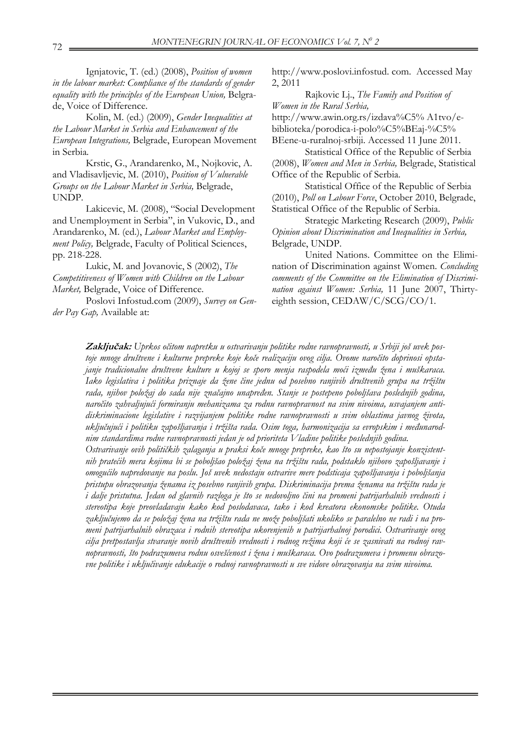Ignjatovic, T. (ed.) (2008), *Position of women in the labour market: Compliance of the standards of gender equality with the principles of the European Union,* Belgrade, Voice of Difference.

Kolin, M. (ed.) (2009), *Gender Inequalities at the Labour Market in Serbia and Enhancement of the European Integrations,* Belgrade, European Movement in Serbia.

Krstic, G., Arandarenko, M., Nojkovic, A. and Vladisavljevic, M. (2010), *Position of Vulnerable Groups on the Labour Market in Serbia,* Belgrade, UNDP.

Lakicevic, M. (2008), "Social Development and Unemployment in Serbia", in Vukovic, D., and Arandarenko, M. (ed.), *Labour Market and Employment Policy,* Belgrade, Faculty of Political Sciences, pp. 218-228.

Lukic, M. and Jovanovic, S (2002), *The Competitiveness of Women with Children on the Labour Market,* Belgrade, Voice of Difference.

Poslovi Infostud.com (2009), *Survey on Gender Pay Gap,* Available at: http://www.poslovi.infostud. com. Accessed May 2, 2011

Rajkovic Lj., *The Family and Position of Women in the Rural Serbia,* http://www.awin.org.rs/izdava%C5% A1tvo/e-biblioteka/porodica-i-polo%C5%BEaj-%C5% BEene-u-ruralnoj-srbiji. Accessed 11 June 2011.

Statistical Office of the Republic of Serbia (2008), *Women and Men in Serbia,* Belgrade, Statistical Office of the Republic of Serbia.

Statistical Office of the Republic of Serbia (2010), *Poll on Labour Force*, October 2010, Belgrade, Statistical Office of the Republic of Serbia.

Strategic Marketing Research (2009), *Public Opinion about Discrimination and Inequalities in Serbia,* Belgrade, UNDP.

United Nations. Committee on the Elimination of Discrimination against Women. *Concluding comments of the Committee on the Elimination of Discrimination against Women: Serbia,* 11 June 2007, Thirty-eighth session, CEDAW/C/SCG/CO/1.

***Zaključak:*** *Uprkos očitom napretku u ostvarivanju politike rodne ravnopravnosti, u Srbiji još uvek postoje mnoge društvene i kulturne prepreke koje koče realizaciju ovog cilja. Ovome naročito doprinosi opstajanje tradicionalne društvene kulture u kojoj se sporo menja raspodela moći između žena i muškaraca. Iako legislativa i politika priznaje da žene čine jednu od posebno ranjivih društvenih grupa na tržištu rada, njihov položaj do sada nije značajno unapređen. Stanje se postepeno poboljšava poslednjih godina, naročito zahvaljujući formiranju mehanizama za rodnu ravnopravnost na svim nivoima, usvajanjem anti-diskriminacione legislative i razvijanjem politike rodne ravnopravnosti u svim oblastima javnog života, uključujući i politiku zapošljavanja i tržišta rada. Osim toga, harmonizacija sa evropskim i međunarodnim standardima rodne ravnopravnosti jedan je od prioriteta Vladine politike poslednjih godina.*

*Ostvarivanje ovih političkih zalaganja u praksi koče mnoge prepreke, kao što su nepostojanje konzistentnih pratećih mera kojima bi se poboljšao položaj žena na tržištu rada, podstaklo njihovo zapošljavanje i omogućilo napredovanje na poslu. Još uvek nedostaju ostvarive mere podsticaja zapošljavanja i poboljšanja pristupu obrazovanja ženama iz posebno ranjivih grupa. Diskriminacija prema ženama na tržištu rada je i dalje prisutna. Jedan od glavnih razloga je što se nedovoljno čini na promeni patrijarhalnih vrednosti i stereotipa koje preovladavaju kako kod poslodavaca, tako i kod kreatora ekonomske politike. Otuda zaključujemo da se položaj žena na tržištu rada ne može poboljšati ukoliko se paralelno ne radi i na promeni patrijarhalnih obrazaca i rodnih stereotipa ukorenjenih u patrijarhalnoj porodici. Ostvarivanje ovog cilja pretpostavlja stvaranje novih društvenih vrednosti i rodnog režima koji će se zasnivati na rodnoj ravnopravnosti, što podrazumeva rodnu osvešćenost i žena i muškaraca. Ovo podrazumeva i promenu obrazovne politike i uključivanje edukacije o rodnoj ravnopravnosti u sve vidove obrazovanja na svim nivoima.*